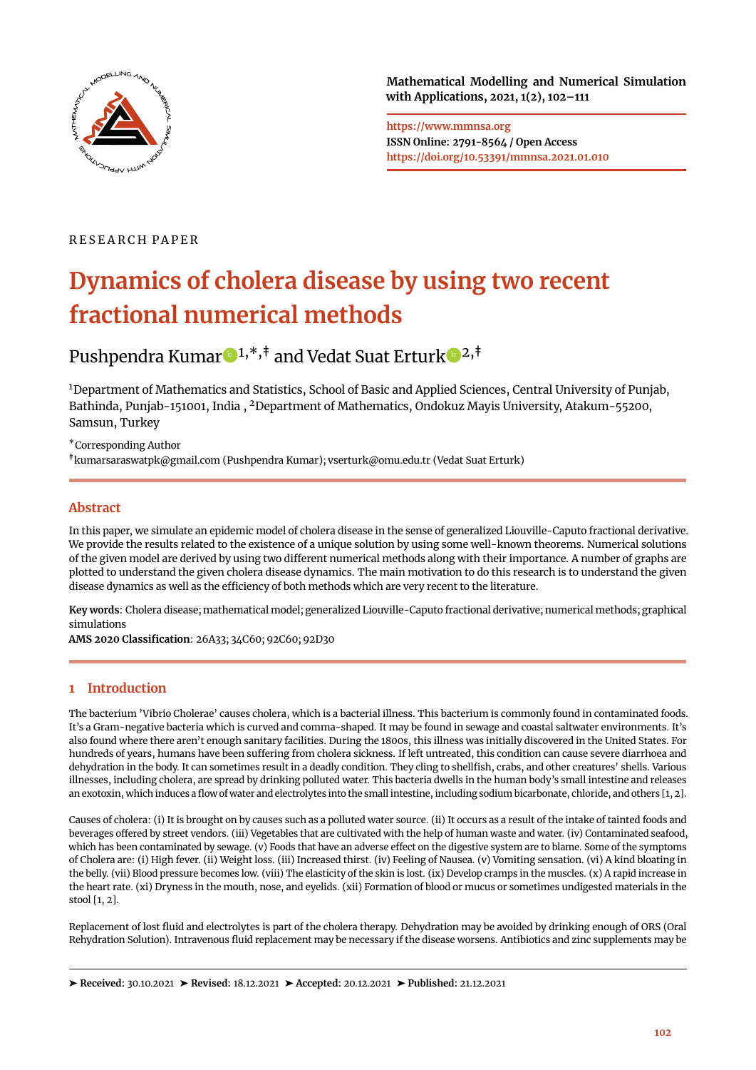RESEARCH PAPER

# Dynamics of cholera disease by using two recent fractional numerical methods

Pushpendra Kumar[1,*,‡] and Vedat Suat Erturk[2,‡]

[1]Department of Mathematics and Statistics, School of Basic and Applied Sciences, Central University of Punjab, Bathinda, Punjab-151001, India , [2]Department of Mathematics, Ondokuz Mayis University, Atakum-55200, Samsun, Turkey

*Corresponding Author

‡kumarsaraswatpk@gmail.com (Pushpendra Kumar); vserturk@omu.edu.tr (Vedat Suat Erturk)

## Abstract

In this paper, we simulate an epidemic model of cholera disease in the sense of generalized Liouville-Caputo fractional derivative. We provide the results related to the existence of a unique solution by using some well-known theorems. Numerical solutions of the given model are derived by using two different numerical methods along with their importance. A number of graphs are plotted to understand the given cholera disease dynamics. The main motivation to do this research is to understand the given disease dynamics as well as the efficiency of both methods which are very recent to the literature.

**Key words**: Cholera disease; mathematical model; generalized Liouville-Caputo fractional derivative; numerical methods; graphical simulations

**AMS 2020 Classification**: 26A33; 34C60; 92C60; 92D30

## 1 Introduction

The bacterium 'Vibrio Cholerae' causes cholera, which is a bacterial illness. This bacterium is commonly found in contaminated foods. It's a Gram-negative bacteria which is curved and comma-shaped. It may be found in sewage and coastal saltwater environments. It's also found where there aren't enough sanitary facilities. During the 1800s, this illness was initially discovered in the United States. For hundreds of years, humans have been suffering from cholera sickness. If left untreated, this condition can cause severe diarrhoea and dehydration in the body. It can sometimes result in a deadly condition. They cling to shellfish, crabs, and other creatures' shells. Various illnesses, including cholera, are spread by drinking polluted water. This bacteria dwells in the human body's small intestine and releases an exotoxin, which induces a flow of water and electrolytes into the small intestine, including sodium bicarbonate, chloride, and others [1, 2].

Causes of cholera: (i) It is brought on by causes such as a polluted water source. (ii) It occurs as a result of the intake of tainted foods and beverages offered by street vendors. (iii) Vegetables that are cultivated with the help of human waste and water. (iv) Contaminated seafood, which has been contaminated by sewage. (v) Foods that have an adverse effect on the digestive system are to blame. Some of the symptoms of Cholera are: (i) High fever. (ii) Weight loss. (iii) Increased thirst. (iv) Feeling of Nausea. (v) Vomiting sensation. (vi) A kind bloating in the belly. (vii) Blood pressure becomes low. (viii) The elasticity of the skin is lost. (ix) Develop cramps in the muscles. (x) A rapid increase in the heart rate. (xi) Dryness in the mouth, nose, and eyelids. (xii) Formation of blood or mucus or sometimes undigested materials in the stool [1, 2].

Replacement of lost fluid and electrolytes is part of the cholera therapy. Dehydration may be avoided by drinking enough of ORS (Oral Rehydration Solution). Intravenous fluid replacement may be necessary if the disease worsens. Antibiotics and zinc supplements may be

➤ **Received:** 30.10.2021 ➤ **Revised:** 18.12.2021 ➤ **Accepted:** 20.12.2021 ➤ **Published:** 21.12.2021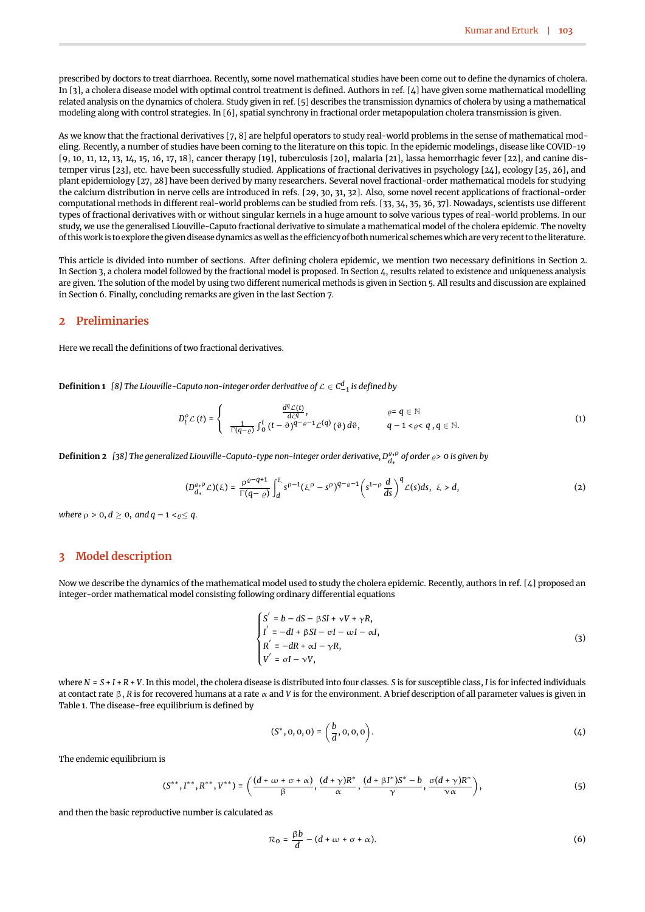prescribed by doctors to treat diarrhoea. Recently, some novel mathematical studies have been come out to define the dynamics of cholera. In [3], a cholera disease model with optimal control treatment is defined. Authors in ref. [4] have given some mathematical modelling related analysis on the dynamics of cholera. Study given in ref. [5] describes the transmission dynamics of cholera by using a mathematical modeling along with control strategies. In [6], spatial synchrony in fractional order metapopulation cholera transmission is given.

As we know that the fractional derivatives [7, 8] are helpful operators to study real-world problems in the sense of mathematical modeling. Recently, a number of studies have been coming to the literature on this topic. In the epidemic modelings, disease like COVID-19 [9, 10, 11, 12, 13, 14, 15, 16, 17, 18], cancer therapy [19], tuberculosis [20], malaria [21], lassa hemorrhagic fever [22], and canine distemper virus [23], etc. have been successfully studied. Applications of fractional derivatives in psychology [24], ecology [25, 26], and plant epidemiology [27, 28] have been derived by many researchers. Several novel fractional-order mathematical models for studying the calcium distribution in nerve cells are introduced in refs. [29, 30, 31, 32]. Also, some novel recent applications of fractional-order computational methods in different real-world problems can be studied from refs. [33, 34, 35, 36, 37]. Nowadays, scientists use different types of fractional derivatives with or without singular kernels in a huge amount to solve various types of real-world problems. In our study, we use the generalised Liouville-Caputo fractional derivative to simulate a mathematical model of the cholera epidemic. The novelty of this work is to explore the given disease dynamics as well as the efficiency of both numerical schemes which are very recent to the literature.

This article is divided into number of sections. After defining cholera epidemic, we mention two necessary definitions in Section 2. In Section 3, a cholera model followed by the fractional model is proposed. In Section 4, results related to existence and uniqueness analysis are given. The solution of the model by using two different numerical methods is given in Section 5. All results and discussion are explained in Section 6. Finally, concluding remarks are given in the last Section 7.

## 2 Preliminaries

Here we recall the definitions of two fractional derivatives.

**Definition 1** *[8] The Liouville-Caputo non-integer order derivative of $\mathcal{L} \in C^{d}_{-1}$ is defined by*

$$D_t^{\varrho}\mathcal{L}(t) = \begin{cases} \dfrac{d^q\mathcal{L}(t)}{d\zeta^q}, & \varrho = q \in \mathbb{N} \\ \dfrac{1}{\Gamma(q-\varrho)}\int_0^t (t-\vartheta)^{q-\varrho-1}\mathcal{L}^{(q)}(\vartheta)\,d\vartheta, & q-1 < \varrho < q,\, q \in \mathbb{N}. \end{cases} \tag{1}$$

**Definition 2** *[38] The generalized Liouville-Caputo-type non-integer order derivative, $D^{\varrho,\rho}_{d_+}$ of order $\varrho > 0$ is given by*

$$(D^{\varrho,\rho}_{d_+}\mathcal{L})(\xi) = \frac{\rho^{\varrho-q+1}}{\Gamma(q-\varrho)}\int_d^{\xi} s^{\rho-1}(\xi^{\rho}-s^{\rho})^{q-\varrho-1}\left(s^{1-\rho}\frac{d}{ds}\right)^q \mathcal{L}(s)ds, \quad \xi > d, \tag{2}$$

*where $\rho > 0, d \geq 0,$ and $q-1 < \varrho \leq q$.*

## 3 Model description

Now we describe the dynamics of the mathematical model used to study the cholera epidemic. Recently, authors in ref. [4] proposed an integer-order mathematical model consisting following ordinary differential equations

$$\begin{cases} S' = b - dS - \beta SI + \nu V + \gamma R, \\ I' = -dI + \beta SI - \sigma I - \omega I - \alpha I, \\ R' = -dR + \alpha I - \gamma R, \\ V' = \sigma I - \nu V, \end{cases} \tag{3}$$

where $N = S + I + R + V$. In this model, the cholera disease is distributed into four classes. $S$ is for susceptible class, $I$ is for infected individuals at contact rate $\beta$, $R$ is for recovered humans at a rate $\alpha$ and $V$ is for the environment. A brief description of all parameter values is given in Table 1. The disease-free equilibrium is defined by

$$(S^*, 0, 0, 0) = \left(\frac{b}{d}, 0, 0, 0\right). \tag{4}$$

The endemic equilibrium is

$$(S^{**}, I^{**}, R^{**}, V^{**}) = \left(\frac{(d+\omega+\sigma+\alpha)}{\beta}, \frac{(d+\gamma)R^*}{\alpha}, \frac{(d+\beta I^*)S^* - b}{\gamma}, \frac{\sigma(d+\gamma)R^*}{\nu\alpha}\right), \tag{5}$$

and then the basic reproductive number is calculated as

$$\mathcal{R}_0 = \frac{\beta b}{d} - (d+\omega+\sigma+\alpha). \tag{6}$$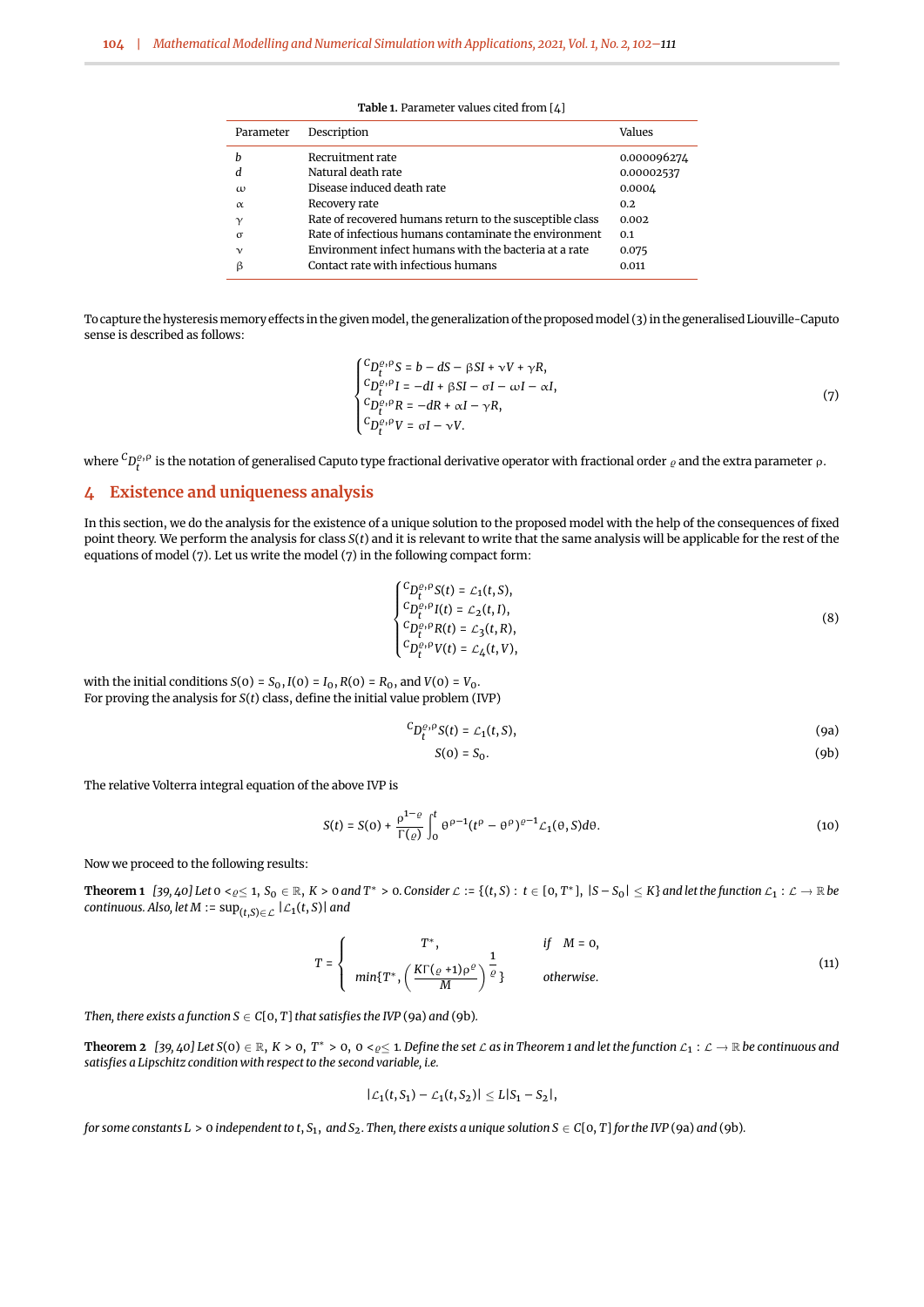**Table 1.** Parameter values cited from [4]

| Parameter | Description | Values |
|---|---|---|
| $b$ | Recruitment rate | 0.000096274 |
| $d$ | Natural death rate | 0.00002537 |
| $\omega$ | Disease induced death rate | 0.0004 |
| $\alpha$ | Recovery rate | 0.2 |
| $\gamma$ | Rate of recovered humans return to the susceptible class | 0.002 |
| $\sigma$ | Rate of infectious humans contaminate the environment | 0.1 |
| $\nu$ | Environment infect humans with the bacteria at a rate | 0.075 |
| $\beta$ | Contact rate with infectious humans | 0.011 |

To capture the hysteresis memory effects in the given model, the generalization of the proposed model (3) in the generalised Liouville-Caputo sense is described as follows:

$$
\begin{cases}
{}^{C}D_t^{\varrho,\rho}S = b - dS - \beta SI + \nu V + \gamma R, \\
{}^{C}D_t^{\varrho,\rho}I = -dI + \beta SI - \sigma I - \omega I - \alpha I, \\
{}^{C}D_t^{\varrho,\rho}R = -dR + \alpha I - \gamma R, \\
{}^{C}D_t^{\varrho,\rho}V = \sigma I - \nu V.
\end{cases}
\tag{7}
$$

where ${}^{C}D_t^{\varrho,\rho}$ is the notation of generalised Caputo type fractional derivative operator with fractional order $\varrho$ and the extra parameter $\rho$.

## 4 Existence and uniqueness analysis

In this section, we do the analysis for the existence of a unique solution to the proposed model with the help of the consequences of fixed point theory. We perform the analysis for class $S(t)$ and it is relevant to write that the same analysis will be applicable for the rest of the equations of model (7). Let us write the model (7) in the following compact form:

$$
\begin{cases}
{}^{C}D_t^{\varrho,\rho}S(t) = \mathcal{L}_1(t, S), \\
{}^{C}D_t^{\varrho,\rho}I(t) = \mathcal{L}_2(t, I), \\
{}^{C}D_t^{\varrho,\rho}R(t) = \mathcal{L}_3(t, R), \\
{}^{C}D_t^{\varrho,\rho}V(t) = \mathcal{L}_4(t, V),
\end{cases}
\tag{8}
$$

with the initial conditions $S(0) = S_0, I(0) = I_0, R(0) = R_0$, and $V(0) = V_0$.
For proving the analysis for $S(t)$ class, define the initial value problem (IVP)

$$
{}^{C}D_t^{\varrho,\rho}S(t) = \mathcal{L}_1(t, S), \tag{9a}
$$

$$
S(0) = S_0. \tag{9b}
$$

The relative Volterra integral equation of the above IVP is

$$
S(t) = S(0) + \frac{\rho^{1-\varrho}}{\Gamma(\varrho)} \int_0^t \theta^{\rho-1}(t^\rho - \theta^\rho)^{\varrho-1}\mathcal{L}_1(\theta, S)d\theta. \tag{10}
$$

Now we proceed to the following results:

**Theorem 1** *[39, 40] Let $0 <\varrho\leq 1$, $S_0 \in \mathbb{R}$, $K > 0$ and $T^* > 0$. Consider $\mathcal{L} := \{(t, S) : t \in [0, T^*], |S - S_0| \leq K\}$ and let the function $\mathcal{L}_1 : \mathcal{L} \to \mathbb{R}$ be continuous. Also, let $M := \sup_{(t,S)\in\mathcal{L}} |\mathcal{L}_1(t, S)|$ and*

$$
T = \begin{cases}
T^*, & \text{if} \quad M = 0, \\
\min\{T^*, \left(\dfrac{K\Gamma(\varrho+1)\rho^{\varrho}}{M}\right)^{\frac{1}{\varrho}}\} & \text{otherwise.}
\end{cases}
\tag{11}
$$

*Then, there exists a function $S \in C[0, T]$ that satisfies the IVP (9a) and (9b).*

**Theorem 2** *[39, 40] Let $S(0) \in \mathbb{R}$, $K > 0$, $T^* > 0$, $0 <\varrho\leq 1$. Define the set $\mathcal{L}$ as in Theorem 1 and let the function $\mathcal{L}_1 : \mathcal{L} \to \mathbb{R}$ be continuous and satisfies a Lipschitz condition with respect to the second variable, i.e.*

$$
|\mathcal{L}_1(t, S_1) - \mathcal{L}_1(t, S_2)| \leq L|S_1 - S_2|,
$$

*for some constants $L > 0$ independent to $t$, $S_1$, and $S_2$. Then, there exists a unique solution $S \in C[0, T]$ for the IVP (9a) and (9b).*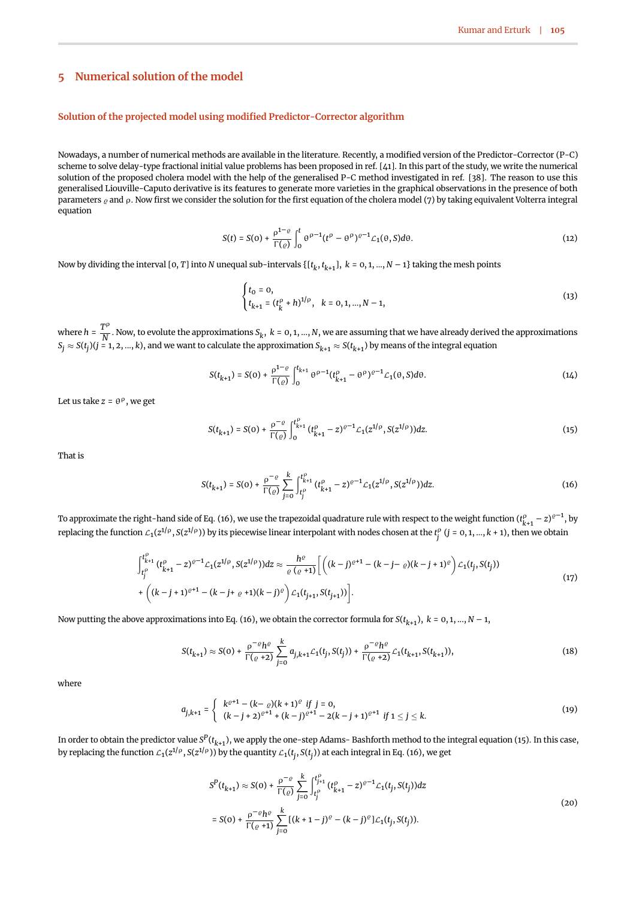## 5 Numerical solution of the model

### Solution of the projected model using modified Predictor-Corrector algorithm

Nowadays, a number of numerical methods are available in the literature. Recently, a modified version of the Predictor-Corrector (P-C) scheme to solve delay-type fractional initial value problems has been proposed in ref. [41]. In this part of the study, we write the numerical solution of the proposed cholera model with the help of the generalised P-C method investigated in ref. [38]. The reason to use this generalised Liouville-Caputo derivative is its features to generate more varieties in the graphical observations in the presence of both parameters $\varrho$ and $\rho$. Now first we consider the solution for the first equation of the cholera model (7) by taking equivalent Volterra integral equation

$$S(t) = S(0) + \frac{\rho^{1-\varrho}}{\Gamma(\varrho)} \int_0^t \theta^{\rho-1}(t^\rho - \theta^\rho)^{\varrho-1} \mathcal{L}_1(\theta, S) d\theta. \tag{12}$$

Now by dividing the interval $[0, T]$ into $N$ unequal sub-intervals $\{[t_k, t_{k+1}],\ k = 0, 1, ..., N-1\}$ taking the mesh points

$$\begin{cases} t_0 = 0, \\ t_{k+1} = (t_k^\rho + h)^{1/\rho}, \quad k = 0, 1, ..., N-1, \end{cases} \tag{13}$$

where $h = \dfrac{T^\rho}{N}$. Now, to evolute the approximations $S_k,\ k = 0, 1, ..., N$, we are assuming that we have already derived the approximations $S_j \approx S(t_j)(j = 1, 2, ..., k)$, and we want to calculate the approximation $S_{k+1} \approx S(t_{k+1})$ by means of the integral equation

$$S(t_{k+1}) = S(0) + \frac{\rho^{1-\varrho}}{\Gamma(\varrho)} \int_0^{t_{k+1}} \theta^{\rho-1}(t_{k+1}^\rho - \theta^\rho)^{\varrho-1} \mathcal{L}_1(\theta, S) d\theta. \tag{14}$$

Let us take $z = \theta^\rho$, we get

$$S(t_{k+1}) = S(0) + \frac{\rho^{-\varrho}}{\Gamma(\varrho)} \int_0^{t_{k+1}^\rho} (t_{k+1}^\rho - z)^{\varrho-1} \mathcal{L}_1(z^{1/\rho}, S(z^{1/\rho})) dz. \tag{15}$$

That is

$$S(t_{k+1}) = S(0) + \frac{\rho^{-\varrho}}{\Gamma(\varrho)} \sum_{j=0}^{k} \int_{t_j^\rho}^{t_{k+1}^\rho} (t_{k+1}^\rho - z)^{\varrho-1} \mathcal{L}_1(z^{1/\rho}, S(z^{1/\rho})) dz. \tag{16}$$

To approximate the right-hand side of Eq. (16), we use the trapezoidal quadrature rule with respect to the weight function $(t_{k+1}^\rho - z)^{\varrho-1}$, by replacing the function $\mathcal{L}_1(z^{1/\rho}, S(z^{1/\rho}))$ by its piecewise linear interpolant with nodes chosen at the $t_j^\rho$ $(j = 0, 1, ..., k+1)$, then we obtain

$$\begin{aligned} &\int_{t_j^\rho}^{t_{k+1}^\rho} (t_{k+1}^\rho - z)^{\varrho-1} \mathcal{L}_1(z^{1/\rho}, S(z^{1/\rho})) dz \approx \frac{h^\varrho}{\varrho\,(\varrho+1)} \Big[ \Big( (k-j)^{\varrho+1} - (k-j-\varrho)(k-j+1)^\varrho \Big) \mathcal{L}_1(t_j, S(t_j)) \\ &+ \Big( (k-j+1)^{\varrho+1} - (k-j+\varrho+1)(k-j)^\varrho \Big) \mathcal{L}_1(t_{j+1}, S(t_{j+1})) \Big]. \end{aligned} \tag{17}$$

Now putting the above approximations into Eq. (16), we obtain the corrector formula for $S(t_{k+1}),\ k = 0, 1, ..., N-1$,

$$S(t_{k+1}) \approx S(0) + \frac{\rho^{-\varrho} h^\varrho}{\Gamma(\varrho+2)} \sum_{j=0}^{k} a_{j,k+1} \mathcal{L}_1(t_j, S(t_j)) + \frac{\rho^{-\varrho} h^\varrho}{\Gamma(\varrho+2)} \mathcal{L}_1(t_{k+1}, S(t_{k+1})), \tag{18}$$

where

$$a_{j,k+1} = \begin{cases} k^{\varrho+1} - (k-\varrho)(k+1)^\varrho & \text{if } j = 0, \\ (k-j+2)^{\varrho+1} + (k-j)^{\varrho+1} - 2(k-j+1)^{\varrho+1} & \text{if } 1 \le j \le k. \end{cases} \tag{19}$$

In order to obtain the predictor value $S^P(t_{k+1})$, we apply the one-step Adams- Bashforth method to the integral equation (15). In this case, by replacing the function $\mathcal{L}_1(z^{1/\rho}, S(z^{1/\rho}))$ by the quantity $\mathcal{L}_1(t_j, S(t_j))$ at each integral in Eq. (16), we get

$$\begin{aligned} S^P(t_{k+1}) &\approx S(0) + \frac{\rho^{-\varrho}}{\Gamma(\varrho)} \sum_{j=0}^{k} \int_{t_j^\rho}^{t_{j+1}^\rho} (t_{k+1}^\rho - z)^{\varrho-1} \mathcal{L}_1(t_j, S(t_j)) dz \\ &= S(0) + \frac{\rho^{-\varrho} h^\varrho}{\Gamma(\varrho+1)} \sum_{j=0}^{k} [(k+1-j)^\varrho - (k-j)^\varrho] \mathcal{L}_1(t_j, S(t_j)). \end{aligned} \tag{20}$$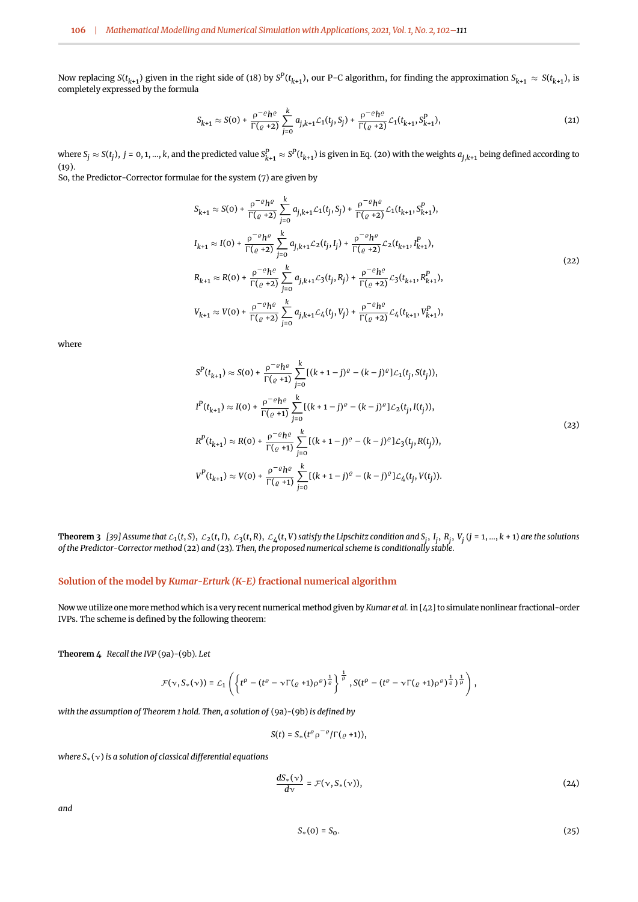Now replacing $S(t_{k+1})$ given in the right side of (18) by $S^P(t_{k+1})$, our P-C algorithm, for finding the approximation $S_{k+1} \approx S(t_{k+1})$, is completely expressed by the formula

$$S_{k+1} \approx S(0) + \frac{\rho^{-\varrho}h^{\varrho}}{\Gamma(\varrho+2)} \sum_{j=0}^{k} a_{j,k+1}\mathcal{L}_1(t_j, S_j) + \frac{\rho^{-\varrho}h^{\varrho}}{\Gamma(\varrho+2)}\mathcal{L}_1(t_{k+1}, S^P_{k+1}), \tag{21}$$

where $S_j \approx S(t_j),\ j = 0, 1, ..., k$, and the predicted value $S^P_{k+1} \approx S^P(t_{k+1})$ is given in Eq. (20) with the weights $a_{j,k+1}$ being defined according to (19).

So, the Predictor-Corrector formulae for the system (7) are given by

$$\begin{aligned}
S_{k+1} &\approx S(0) + \frac{\rho^{-\varrho}h^{\varrho}}{\Gamma(\varrho+2)} \sum_{j=0}^{k} a_{j,k+1}\mathcal{L}_1(t_j, S_j) + \frac{\rho^{-\varrho}h^{\varrho}}{\Gamma(\varrho+2)}\mathcal{L}_1(t_{k+1}, S^P_{k+1}),\\
I_{k+1} &\approx I(0) + \frac{\rho^{-\varrho}h^{\varrho}}{\Gamma(\varrho+2)} \sum_{j=0}^{k} a_{j,k+1}\mathcal{L}_2(t_j, I_j) + \frac{\rho^{-\varrho}h^{\varrho}}{\Gamma(\varrho+2)}\mathcal{L}_2(t_{k+1}, I^P_{k+1}),\\
R_{k+1} &\approx R(0) + \frac{\rho^{-\varrho}h^{\varrho}}{\Gamma(\varrho+2)} \sum_{j=0}^{k} a_{j,k+1}\mathcal{L}_3(t_j, R_j) + \frac{\rho^{-\varrho}h^{\varrho}}{\Gamma(\varrho+2)}\mathcal{L}_3(t_{k+1}, R^P_{k+1}),\\
V_{k+1} &\approx V(0) + \frac{\rho^{-\varrho}h^{\varrho}}{\Gamma(\varrho+2)} \sum_{j=0}^{k} a_{j,k+1}\mathcal{L}_4(t_j, V_j) + \frac{\rho^{-\varrho}h^{\varrho}}{\Gamma(\varrho+2)}\mathcal{L}_4(t_{k+1}, V^P_{k+1}),
\end{aligned} \tag{22}$$

where

$$\begin{aligned}
S^P(t_{k+1}) &\approx S(0) + \frac{\rho^{-\varrho}h^{\varrho}}{\Gamma(\varrho+1)} \sum_{j=0}^{k} [(k+1-j)^{\varrho} - (k-j)^{\varrho}]\mathcal{L}_1(t_j, S(t_j)),\\
I^P(t_{k+1}) &\approx I(0) + \frac{\rho^{-\varrho}h^{\varrho}}{\Gamma(\varrho+1)} \sum_{j=0}^{k} [(k+1-j)^{\varrho} - (k-j)^{\varrho}]\mathcal{L}_2(t_j, I(t_j)),\\
R^P(t_{k+1}) &\approx R(0) + \frac{\rho^{-\varrho}h^{\varrho}}{\Gamma(\varrho+1)} \sum_{j=0}^{k} [(k+1-j)^{\varrho} - (k-j)^{\varrho}]\mathcal{L}_3(t_j, R(t_j)),\\
V^P(t_{k+1}) &\approx V(0) + \frac{\rho^{-\varrho}h^{\varrho}}{\Gamma(\varrho+1)} \sum_{j=0}^{k} [(k+1-j)^{\varrho} - (k-j)^{\varrho}]\mathcal{L}_4(t_j, V(t_j)).
\end{aligned} \tag{23}$$

**Theorem 3** *[39] Assume that $\mathcal{L}_1(t, S),\ \mathcal{L}_2(t, I),\ \mathcal{L}_3(t, R),\ \mathcal{L}_4(t, V)$ satisfy the Lipschitz condition and $S_j,\ I_j,\ R_j,\ V_j\ (j = 1, ..., k+1)$ are the solutions of the Predictor-Corrector method (22) and (23). Then, the proposed numerical scheme is conditionally stable.*

## Solution of the model by *Kumar-Erturk (K-E)* fractional numerical algorithm

Now we utilize one more method which is a very recent numerical method given by *Kumar et al.* in [42] to simulate nonlinear fractional-order IVPs. The scheme is defined by the following theorem:

**Theorem 4** *Recall the IVP (9a)-(9b). Let*

$$\mathcal{F}(\nu, S_*(\nu)) = \mathcal{L}_1\left(\left\{t^{\rho} - (t^{\varrho} - \nu\Gamma(\varrho+1)\rho^{\varrho})^{\frac{1}{\varrho}}\right\}^{\frac{1}{\rho}}, S(t^{\rho} - (t^{\varrho} - \nu\Gamma(\varrho+1)\rho^{\varrho})^{\frac{1}{\varrho}})^{\frac{1}{\rho}}\right),$$

*with the assumption of Theorem 1 hold. Then, a solution of (9a)-(9b) is defined by*

$$S(t) = S_*(t^{\varrho}\rho^{-\varrho}/\Gamma(\varrho+1)),$$

*where $S_*(\nu)$ is a solution of classical differential equations*

$$\frac{dS_*(\nu)}{d\nu} = \mathcal{F}(\nu, S_*(\nu)), \tag{24}$$

*and*

$$S_*(0) = S_0. \tag{25}$$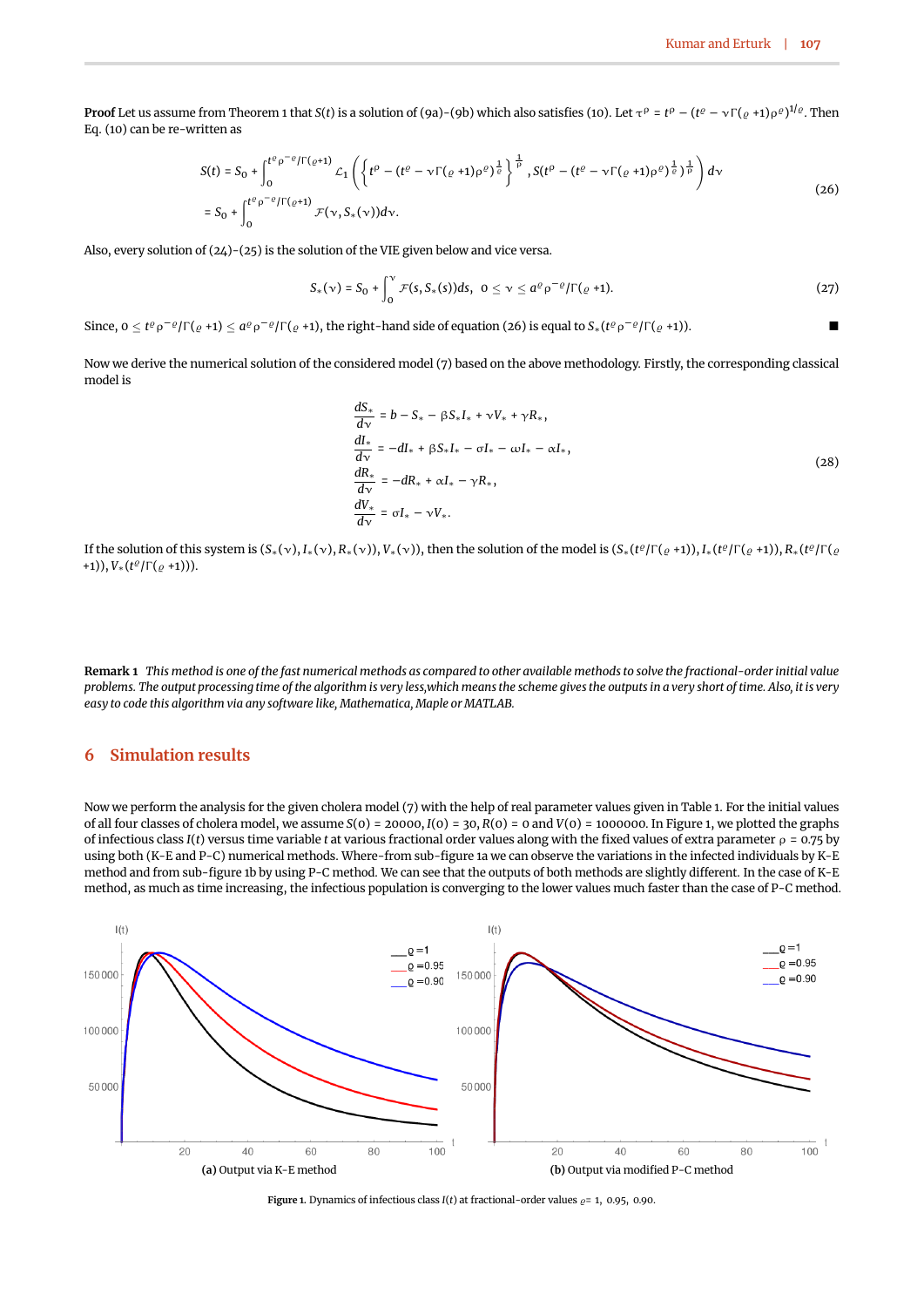**Proof** Let us assume from Theorem 1 that $S(t)$ is a solution of (9a)-(9b) which also satisfies (10). Let $\tau^{\rho} = t^{\rho} - (t^{\varrho} - \nu\Gamma(\varrho+1)\rho^{\varrho})^{1/\varrho}$. Then Eq. (10) can be re-written as

$$
\begin{aligned}
S(t) &= S_0 + \int_0^{t^{\varrho}\rho^{-\varrho}/\Gamma(\varrho+1)} \mathcal{L}_1\left(\left\{t^{\rho} - (t^{\varrho} - \nu\Gamma(\varrho+1)\rho^{\varrho})^{\frac{1}{\varrho}}\right\}^{\frac{1}{\rho}}, S(t^{\rho} - (t^{\varrho} - \nu\Gamma(\varrho+1)\rho^{\varrho})^{\frac{1}{\varrho}})^{\frac{1}{\rho}}\right) d\nu \\
&= S_0 + \int_0^{t^{\varrho}\rho^{-\varrho}/\Gamma(\varrho+1)} \mathcal{F}(\nu, S_*(\nu)) d\nu.
\end{aligned}
\tag{26}
$$

Also, every solution of (24)-(25) is the solution of the VIE given below and vice versa.

$$
S_*(\nu) = S_0 + \int_0^{\nu} \mathcal{F}(s, S_*(s))ds, \quad 0 \le \nu \le a^{\varrho}\rho^{-\varrho}/\Gamma(\varrho+1). \tag{27}
$$

Since, $0 \le t^{\varrho}\rho^{-\varrho}/\Gamma(\varrho+1) \le a^{\varrho}\rho^{-\varrho}/\Gamma(\varrho+1)$, the right-hand side of equation (26) is equal to $S_*(t^{\varrho}\rho^{-\varrho}/\Gamma(\varrho+1))$. ■

Now we derive the numerical solution of the considered model (7) based on the above methodology. Firstly, the corresponding classical model is

$$
\begin{aligned}
\frac{dS_*}{d\nu} &= b - S_* - \beta S_* I_* + \nu V_* + \gamma R_*, \\
\frac{dI_*}{d\nu} &= -dI_* + \beta S_* I_* - \sigma I_* - \omega I_* - \alpha I_*, \\
\frac{dR_*}{d\nu} &= -dR_* + \alpha I_* - \gamma R_*, \\
\frac{dV_*}{d\nu} &= \sigma I_* - \nu V_*.
\end{aligned}
\tag{28}
$$

If the solution of this system is $(S_*(\nu), I_*(\nu), R_*(\nu), V_*(\nu))$, then the solution of the model is $(S_*(t^{\varrho}/\Gamma(\varrho+1)), I_*(t^{\varrho}/\Gamma(\varrho+1)), R_*(t^{\varrho}/\Gamma(\varrho+1)), V_*(t^{\varrho}/\Gamma(\varrho+1)))$.

**Remark 1** *This method is one of the fast numerical methods as compared to other available methods to solve the fractional-order initial value problems. The output processing time of the algorithm is very less,which means the scheme gives the outputs in a very short of time. Also, it is very easy to code this algorithm via any software like, Mathematica, Maple or MATLAB.*

## 6 Simulation results

Now we perform the analysis for the given cholera model (7) with the help of real parameter values given in Table 1. For the initial values of all four classes of cholera model, we assume $S(0) = 20000$, $I(0) = 30$, $R(0) = 0$ and $V(0) = 1000000$. In Figure 1, we plotted the graphs of infectious class $I(t)$ versus time variable $t$ at various fractional order values along with the fixed values of extra parameter $\rho = 0.75$ by using both (K-E and P-C) numerical methods. Where-from sub-figure 1a we can observe the variations in the infected individuals by K-E method and from sub-figure 1b by using P-C method. We can see that the outputs of both methods are slightly different. In the case of K-E method, as much as time increasing, the infectious population is converging to the lower values much faster than the case of P-C method.

**(a)** Output via K-E method

**(b)** Output via modified P-C method

**Figure 1.** Dynamics of infectious class $I(t)$ at fractional-order values $\varrho = 1,\ 0.95,\ 0.90$.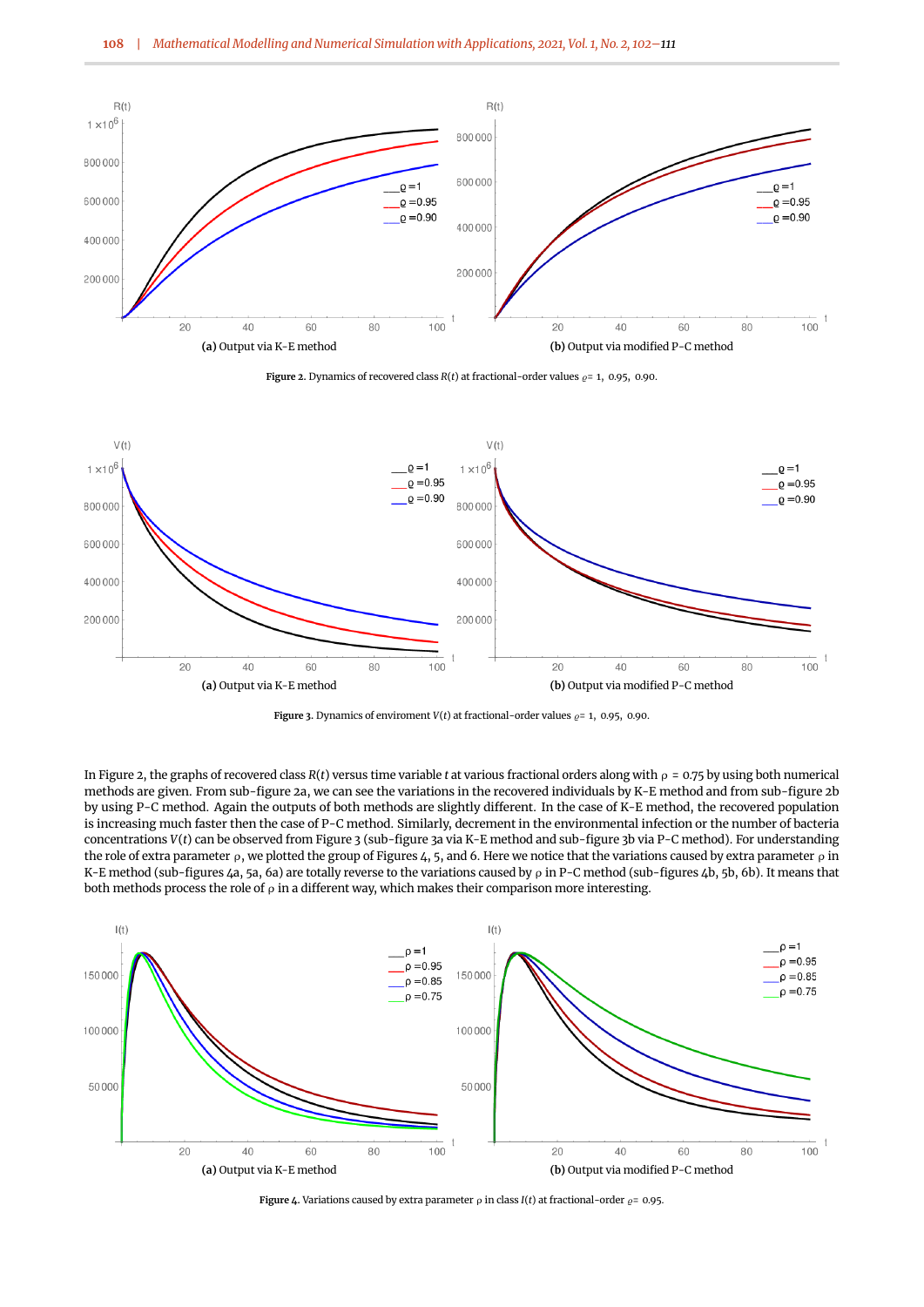(a) Output via K-E method

(b) Output via modified P-C method

**Figure 2.** Dynamics of recovered class $R(t)$ at fractional-order values $\varrho = 1,\ 0.95,\ 0.90$.

(a) Output via K-E method

(b) Output via modified P-C method

**Figure 3.** Dynamics of enviroment $V(t)$ at fractional-order values $\varrho = 1,\ 0.95,\ 0.90$.

In Figure 2, the graphs of recovered class $R(t)$ versus time variable $t$ at various fractional orders along with $\rho = 0.75$ by using both numerical methods are given. From sub-figure 2a, we can see the variations in the recovered individuals by K-E method and from sub-figure 2b by using P-C method. Again the outputs of both methods are slightly different. In the case of K-E method, the recovered population is increasing much faster then the case of P-C method. Similarly, decrement in the environmental infection or the number of bacteria concentrations $V(t)$ can be observed from Figure 3 (sub-figure 3a via K-E method and sub-figure 3b via P-C method). For understanding the role of extra parameter $\rho$, we plotted the group of Figures 4, 5, and 6. Here we notice that the variations caused by extra parameter $\rho$ in K-E method (sub-figures 4a, 5a, 6a) are totally reverse to the variations caused by $\rho$ in P-C method (sub-figures 4b, 5b, 6b). It means that both methods process the role of $\rho$ in a different way, which makes their comparison more interesting.

(a) Output via K-E method

(b) Output via modified P-C method

**Figure 4.** Variations caused by extra parameter $\rho$ in class $I(t)$ at fractional-order $\varrho = 0.95$.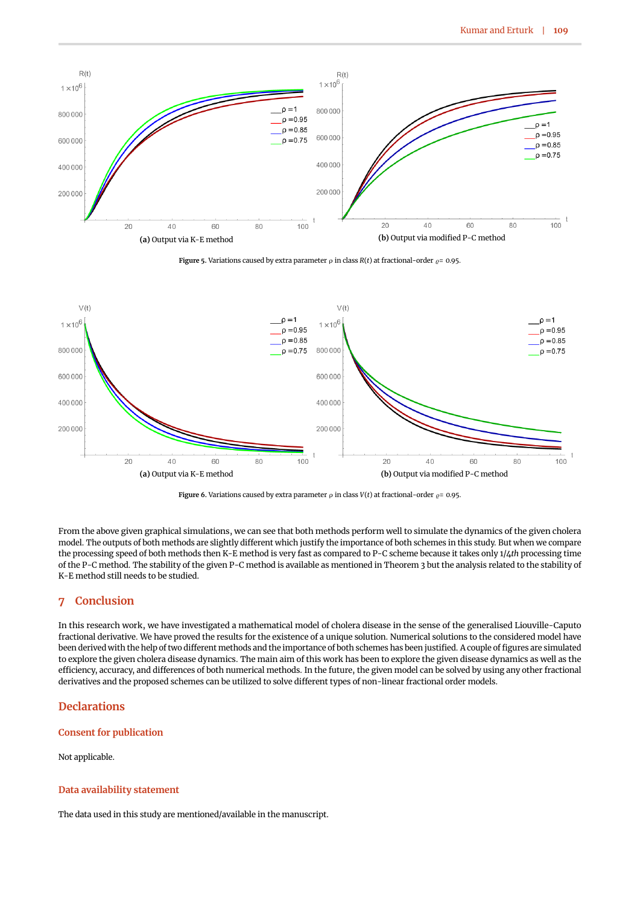(a) Output via K-E method

(b) Output via modified P-C method

**Figure 5.** Variations caused by extra parameter $\rho$ in class $R(t)$ at fractional-order $\varrho = 0.95$.

(a) Output via K-E method

(b) Output via modified P-C method

**Figure 6.** Variations caused by extra parameter $\rho$ in class $V(t)$ at fractional-order $\varrho = 0.95$.

From the above given graphical simulations, we can see that both methods perform well to simulate the dynamics of the given cholera model. The outputs of both methods are slightly different which justify the importance of both schemes in this study. But when we compare the processing speed of both methods then K-E method is very fast as compared to P-C scheme because it takes only $1/4th$ processing time of the P-C method. The stability of the given P-C method is available as mentioned in Theorem 3 but the analysis related to the stability of K-E method still needs to be studied.

## 7 Conclusion

In this research work, we have investigated a mathematical model of cholera disease in the sense of the generalised Liouville-Caputo fractional derivative. We have proved the results for the existence of a unique solution. Numerical solutions to the considered model have been derived with the help of two different methods and the importance of both schemes has been justified. A couple of figures are simulated to explore the given cholera disease dynamics. The main aim of this work has been to explore the given disease dynamics as well as the efficiency, accuracy, and differences of both numerical methods. In the future, the given model can be solved by using any other fractional derivatives and the proposed schemes can be utilized to solve different types of non-linear fractional order models.

## Declarations

### Consent for publication

Not applicable.

### Data availability statement

The data used in this study are mentioned/available in the manuscript.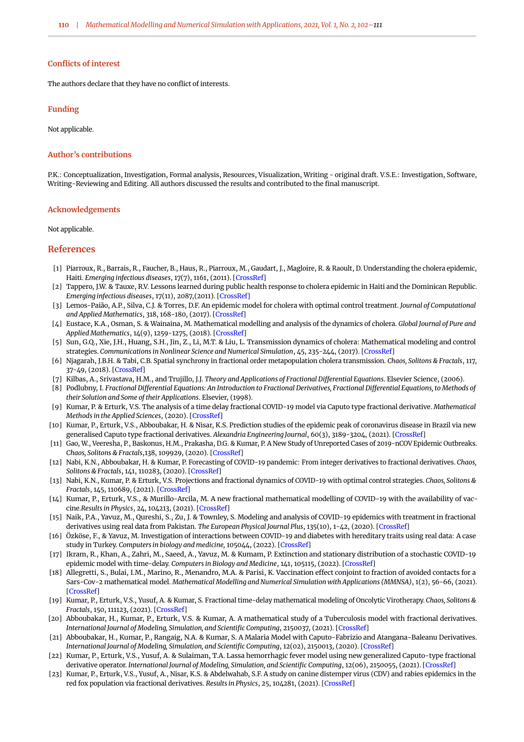## Conflicts of interest

The authors declare that they have no conflict of interests.

## Funding

Not applicable.

## Author's contributions

P.K.: Conceptualization, Investigation, Formal analysis, Resources, Visualization, Writing - original draft. V.S.E.: Investigation, Software, Writing-Reviewing and Editing. All authors discussed the results and contributed to the final manuscript.

## Acknowledgements

Not applicable.

## References

[1] Piarroux, R., Barrais, R., Faucher, B., Haus, R., Piarroux, M., Gaudart, J., Magloire, R. & Raoult, D. Understanding the cholera epidemic, Haiti. *Emerging infectious diseases*, 17(7), 1161, (2011). [CrossRef]

[2] Tappero, J.W. & Tauxe, R.V. Lessons learned during public health response to cholera epidemic in Haiti and the Dominican Republic. *Emerging infectious diseases*, 17(11), 2087,(2011). [CrossRef]

[3] Lemos-Paião, A.P., Silva, C.J. & Torres, D.F. An epidemic model for cholera with optimal control treatment. *Journal of Computational and Applied Mathematics*, 318, 168-180, (2017). [CrossRef]

[4] Eustace, K.A., Osman, S. & Wainaina, M. Mathematical modelling and analysis of the dynamics of cholera. *Global Journal of Pure and Applied Mathematics*, 14(9), 1259-1275, (2018). [CrossRef]

[5] Sun, G.Q., Xie, J.H., Huang, S.H., Jin, Z., Li, M.T. & Liu, L. Transmission dynamics of cholera: Mathematical modeling and control strategies. *Communications in Nonlinear Science and Numerical Simulation*, 45, 235-244, (2017). [CrossRef]

[6] Njagarah, J.B.H. & Tabi, C.B. Spatial synchrony in fractional order metapopulation cholera transmission. *Chaos, Solitons & Fractals*, 117, 37-49, (2018). [CrossRef]

[7] Kilbas, A., Srivastava, H.M., and Trujillo, J.J. *Theory and Applications of Fractional Differential Equations*. Elsevier Science, (2006).

[8] Podlubny, I. *Fractional Differential Equations: An Introduction to Fractional Derivatives, Fractional Differential Equations, to Methods of their Solution and Some of their Applications*. Elsevier, (1998).

[9] Kumar, P. & Erturk, V.S. The analysis of a time delay fractional COVID-19 model via Caputo type fractional derivative. *Mathematical Methods in the Applied Sciences*, (2020). [CrossRef]

[10] Kumar, P., Erturk, V.S., Abboubakar, H. & Nisar, K.S. Prediction studies of the epidemic peak of coronavirus disease in Brazil via new generalised Caputo type fractional derivatives. *Alexandria Engineering Journal*, 60(3), 3189-3204, (2021). [CrossRef]

[11] Gao, W., Veeresha, P., Baskonus, H.M., Prakasha, D.G. & Kumar, P. A New Study of Unreported Cases of 2019-nCOV Epidemic Outbreaks. *Chaos, Solitons & Fractals*,138, 109929, (2020). [CrossRef]

[12] Nabi, K.N., Abboubakar, H. & Kumar, P. Forecasting of COVID-19 pandemic: From integer derivatives to fractional derivatives. *Chaos, Solitons & Fractals*, 141, 110283, (2020). [CrossRef]

[13] Nabi, K.N., Kumar, P. & Erturk, V.S. Projections and fractional dynamics of COVID-19 with optimal control strategies. *Chaos, Solitons & Fractals*, 145, 110689, (2021). [CrossRef]

[14] Kumar, P., Erturk, V.S., & Murillo-Arcila, M. A new fractional mathematical modelling of COVID-19 with the availability of vaccine.*Results in Physics*, 24, 104213, (2021). [CrossRef]

[15] Naik, P.A., Yavuz, M., Qureshi, S., Zu, J. & Townley, S. Modeling and analysis of COVID-19 epidemics with treatment in fractional derivatives using real data from Pakistan. *The European Physical Journal Plus*, 135(10), 1-42, (2020). [CrossRef]

[16] Özköse, F., & Yavuz, M. Investigation of interactions between COVID-19 and diabetes with hereditary traits using real data: A case study in Turkey. *Computers in biology and medicine,* 105044, (2022). [CrossRef]

[17] Ikram, R., Khan, A., Zahri, M., Saeed, A., Yavuz, M. & Kumam, P. Extinction and stationary distribution of a stochastic COVID-19 epidemic model with time-delay. *Computers in Biology and Medicine*, 141, 105115, (2022). [CrossRef]

[18] Allegretti, S., Bulai, I.M., Marino, R., Menandro, M.A. & Parisi, K. Vaccination effect conjoint to fraction of avoided contacts for a Sars-Cov-2 mathematical model. *Mathematical Modelling and Numerical Simulation with Applications (MMNSA)*, 1(2), 56-66, (2021). [CrossRef]

[19] Kumar, P., Erturk, V.S., Yusuf, A. & Kumar, S. Fractional time-delay mathematical modeling of Oncolytic Virotherapy. *Chaos, Solitons & Fractals*, 150, 111123, (2021). [CrossRef]

[20] Abboubakar, H., Kumar, P., Erturk, V.S. & Kumar, A. A mathematical study of a Tuberculosis model with fractional derivatives. *International Journal of Modeling, Simulation, and Scientific Computing*, 2150037, (2021). [CrossRef]

[21] Abboubakar, H., Kumar, P., Rangaig, N.A. & Kumar, S. A Malaria Model with Caputo-Fabrizio and Atangana-Baleanu Derivatives. *International Journal of Modeling, Simulation, and Scientific Computing*, 12(02), 2150013, (2020). [CrossRef]

[22] Kumar, P., Erturk, V.S., Yusuf, A. & Sulaiman, T.A. Lassa hemorrhagic fever model using new generalized Caputo-type fractional derivative operator. *International Journal of Modeling, Simulation, and Scientific Computing*, 12(06), 2150055, (2021). [CrossRef]

[23] Kumar, P., Erturk, V.S., Yusuf, A., Nisar, K.S. & Abdelwahab, S.F. A study on canine distemper virus (CDV) and rabies epidemics in the red fox population via fractional derivatives. *Results in Physics*, 25, 104281, (2021). [CrossRef]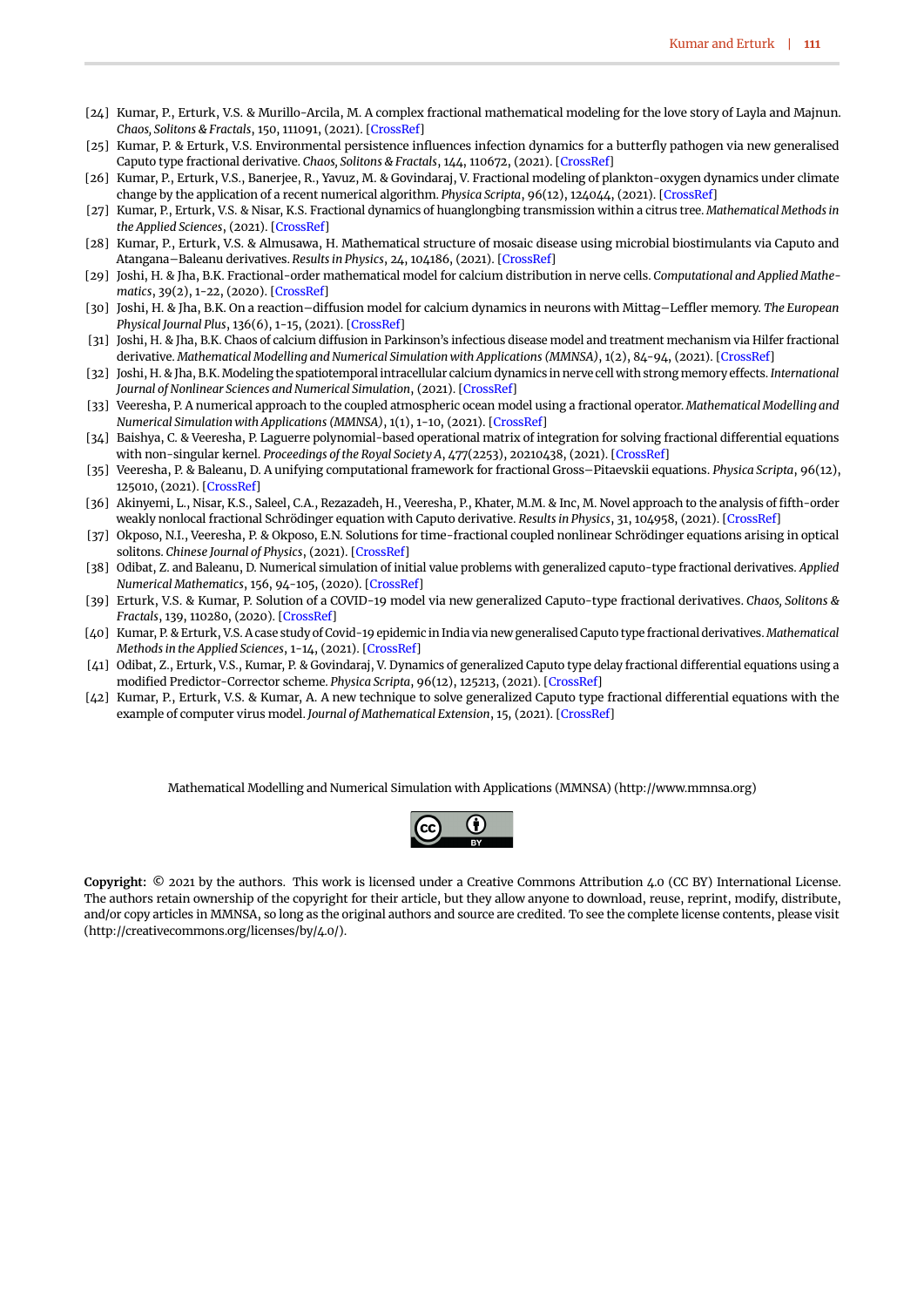[24] Kumar, P., Erturk, V.S. & Murillo-Arcila, M. A complex fractional mathematical modeling for the love story of Layla and Majnun. *Chaos, Solitons & Fractals*, 150, 111091, (2021). [CrossRef]

[25] Kumar, P. & Erturk, V.S. Environmental persistence influences infection dynamics for a butterfly pathogen via new generalised Caputo type fractional derivative. *Chaos, Solitons & Fractals*, 144, 110672, (2021). [CrossRef]

[26] Kumar, P., Erturk, V.S., Banerjee, R., Yavuz, M. & Govindaraj, V. Fractional modeling of plankton-oxygen dynamics under climate change by the application of a recent numerical algorithm. *Physica Scripta*, 96(12), 124044, (2021). [CrossRef]

[27] Kumar, P., Erturk, V.S. & Nisar, K.S. Fractional dynamics of huanglongbing transmission within a citrus tree. *Mathematical Methods in the Applied Sciences*, (2021). [CrossRef]

[28] Kumar, P., Erturk, V.S. & Almusawa, H. Mathematical structure of mosaic disease using microbial biostimulants via Caputo and Atangana–Baleanu derivatives. *Results in Physics*, 24, 104186, (2021). [CrossRef]

[29] Joshi, H. & Jha, B.K. Fractional-order mathematical model for calcium distribution in nerve cells. *Computational and Applied Mathematics*, 39(2), 1-22, (2020). [CrossRef]

[30] Joshi, H. & Jha, B.K. On a reaction–diffusion model for calcium dynamics in neurons with Mittag–Leffler memory. *The European Physical Journal Plus*, 136(6), 1-15, (2021). [CrossRef]

[31] Joshi, H. & Jha, B.K. Chaos of calcium diffusion in Parkinson's infectious disease model and treatment mechanism via Hilfer fractional derivative. *Mathematical Modelling and Numerical Simulation with Applications (MMNSA)*, 1(2), 84-94, (2021). [CrossRef]

[32] Joshi, H. & Jha, B.K. Modeling the spatiotemporal intracellular calcium dynamics in nerve cell with strong memory effects. *International Journal of Nonlinear Sciences and Numerical Simulation*, (2021). [CrossRef]

[33] Veeresha, P. A numerical approach to the coupled atmospheric ocean model using a fractional operator. *Mathematical Modelling and Numerical Simulation with Applications (MMNSA)*, 1(1), 1-10, (2021). [CrossRef]

[34] Baishya, C. & Veeresha, P. Laguerre polynomial-based operational matrix of integration for solving fractional differential equations with non-singular kernel. *Proceedings of the Royal Society A*, 477(2253), 20210438, (2021). [CrossRef]

[35] Veeresha, P. & Baleanu, D. A unifying computational framework for fractional Gross–Pitaevskii equations. *Physica Scripta*, 96(12), 125010, (2021). [CrossRef]

[36] Akinyemi, L., Nisar, K.S., Saleel, C.A., Rezazadeh, H., Veeresha, P., Khater, M.M. & Inc, M. Novel approach to the analysis of fifth-order weakly nonlocal fractional Schrödinger equation with Caputo derivative. *Results in Physics*, 31, 104958, (2021). [CrossRef]

[37] Okposo, N.I., Veeresha, P. & Okposo, E.N. Solutions for time-fractional coupled nonlinear Schrödinger equations arising in optical solitons. *Chinese Journal of Physics*, (2021). [CrossRef]

[38] Odibat, Z. and Baleanu, D. Numerical simulation of initial value problems with generalized caputo-type fractional derivatives. *Applied Numerical Mathematics*, 156, 94-105, (2020). [CrossRef]

[39] Erturk, V.S. & Kumar, P. Solution of a COVID-19 model via new generalized Caputo-type fractional derivatives. *Chaos, Solitons & Fractals*, 139, 110280, (2020). [CrossRef]

[40] Kumar, P. & Erturk, V.S. A case study of Covid-19 epidemic in India via new generalised Caputo type fractional derivatives. *Mathematical Methods in the Applied Sciences*, 1-14, (2021). [CrossRef]

[41] Odibat, Z., Erturk, V.S., Kumar, P. & Govindaraj, V. Dynamics of generalized Caputo type delay fractional differential equations using a modified Predictor-Corrector scheme. *Physica Scripta*, 96(12), 125213, (2021). [CrossRef]

[42] Kumar, P., Erturk, V.S. & Kumar, A. A new technique to solve generalized Caputo type fractional differential equations with the example of computer virus model. *Journal of Mathematical Extension*, 15, (2021). [CrossRef]

Mathematical Modelling and Numerical Simulation with Applications (MMNSA) (http://www.mmnsa.org)

**Copyright:** © 2021 by the authors. This work is licensed under a Creative Commons Attribution 4.0 (CC BY) International License. The authors retain ownership of the copyright for their article, but they allow anyone to download, reuse, reprint, modify, distribute, and/or copy articles in MMNSA, so long as the original authors and source are credited. To see the complete license contents, please visit (http://creativecommons.org/licenses/by/4.0/).